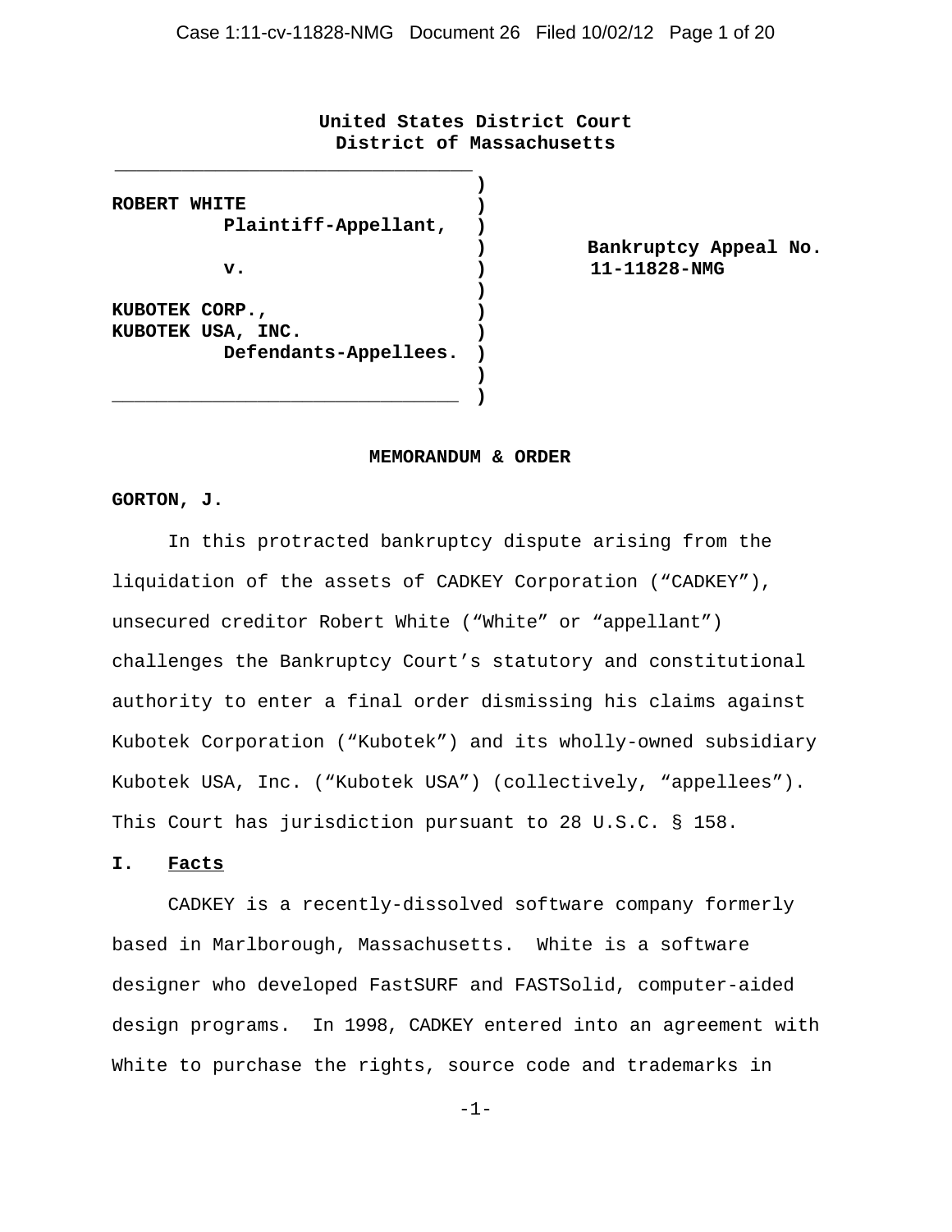**United States District Court**
**District of Massachusetts**

| | | |
|---|---|---|
| **ROBERT WHITE** **Plaintiff-Appellant,** | ) | |
| **v.** | ) | **Bankruptcy Appeal No. 11-11828-NMG** |
| **KUBOTEK CORP., KUBOTEK USA, INC.** **Defendants-Appellees.** | ) | |

**MEMORANDUM & ORDER**

**GORTON, J.**

In this protracted bankruptcy dispute arising from the liquidation of the assets of CADKEY Corporation ("CADKEY"), unsecured creditor Robert White ("White" or "appellant") challenges the Bankruptcy Court's statutory and constitutional authority to enter a final order dismissing his claims against Kubotek Corporation ("Kubotek") and its wholly-owned subsidiary Kubotek USA, Inc. ("Kubotek USA") (collectively, "appellees"). This Court has jurisdiction pursuant to 28 U.S.C. § 158.

## I. Facts

CADKEY is a recently-dissolved software company formerly based in Marlborough, Massachusetts. White is a software designer who developed FastSURF and FASTSolid, computer-aided design programs. In 1998, CADKEY entered into an agreement with White to purchase the rights, source code and trademarks in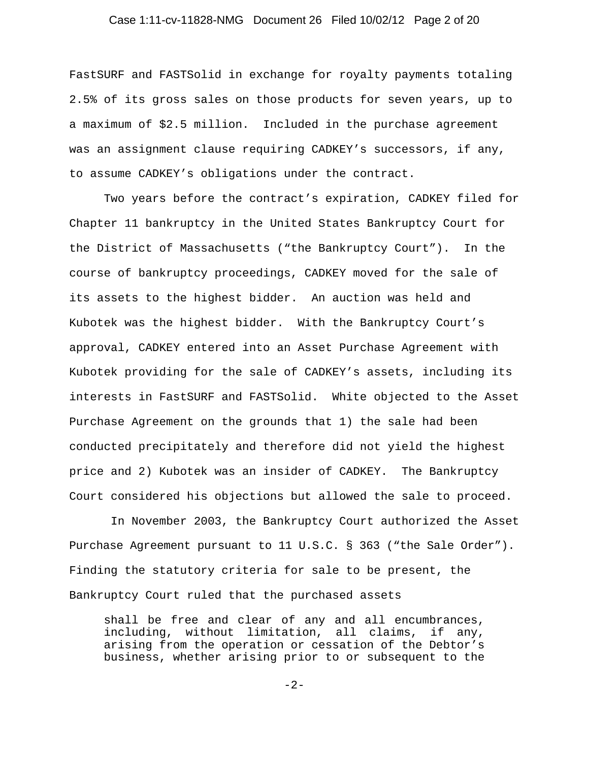FastSURF and FASTSolid in exchange for royalty payments totaling 2.5% of its gross sales on those products for seven years, up to a maximum of $2.5 million. Included in the purchase agreement was an assignment clause requiring CADKEY's successors, if any, to assume CADKEY's obligations under the contract.

Two years before the contract's expiration, CADKEY filed for Chapter 11 bankruptcy in the United States Bankruptcy Court for the District of Massachusetts ("the Bankruptcy Court"). In the course of bankruptcy proceedings, CADKEY moved for the sale of its assets to the highest bidder. An auction was held and Kubotek was the highest bidder. With the Bankruptcy Court's approval, CADKEY entered into an Asset Purchase Agreement with Kubotek providing for the sale of CADKEY's assets, including its interests in FastSURF and FASTSolid. White objected to the Asset Purchase Agreement on the grounds that 1) the sale had been conducted precipitately and therefore did not yield the highest price and 2) Kubotek was an insider of CADKEY. The Bankruptcy Court considered his objections but allowed the sale to proceed.

In November 2003, the Bankruptcy Court authorized the Asset Purchase Agreement pursuant to 11 U.S.C. § 363 ("the Sale Order"). Finding the statutory criteria for sale to be present, the Bankruptcy Court ruled that the purchased assets

> shall be free and clear of any and all encumbrances, including, without limitation, all claims, if any, arising from the operation or cessation of the Debtor's business, whether arising prior to or subsequent to the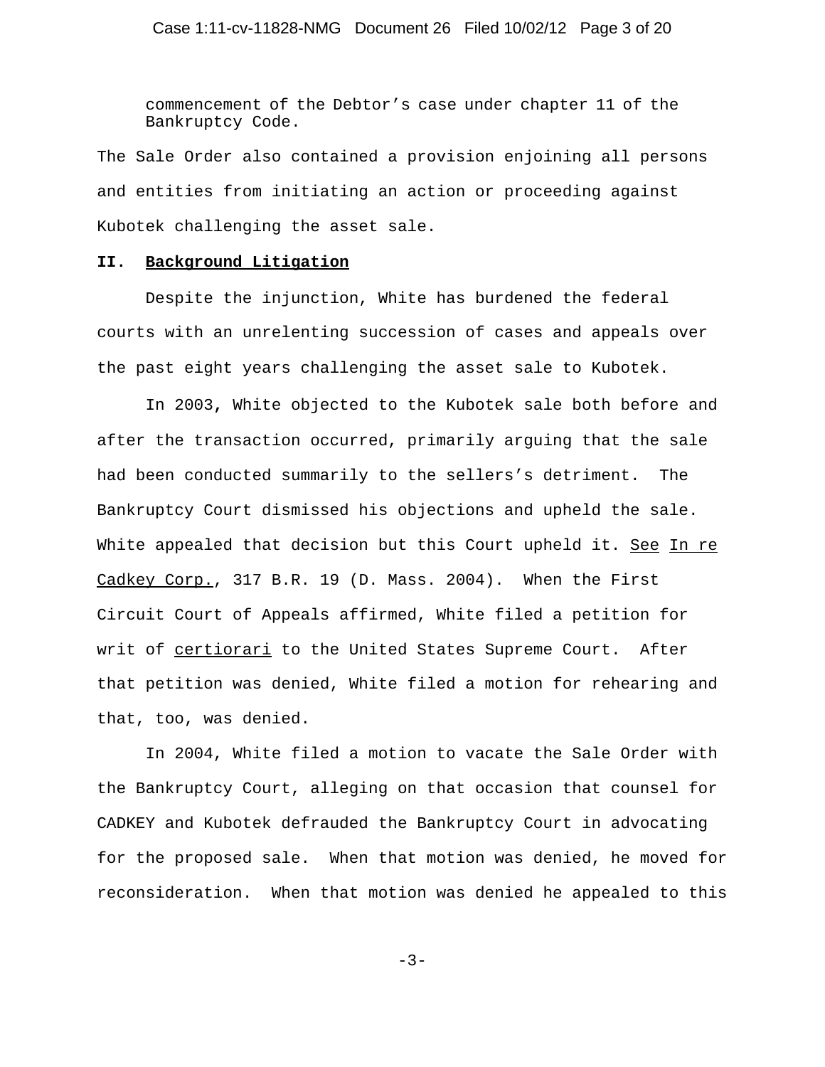commencement of the Debtor's case under chapter 11 of the Bankruptcy Code.

The Sale Order also contained a provision enjoining all persons and entities from initiating an action or proceeding against Kubotek challenging the asset sale.

## II. Background Litigation

Despite the injunction, White has burdened the federal courts with an unrelenting succession of cases and appeals over the past eight years challenging the asset sale to Kubotek.

In 2003, White objected to the Kubotek sale both before and after the transaction occurred, primarily arguing that the sale had been conducted summarily to the sellers's detriment. The Bankruptcy Court dismissed his objections and upheld the sale. White appealed that decision but this Court upheld it. See In re Cadkey Corp., 317 B.R. 19 (D. Mass. 2004). When the First Circuit Court of Appeals affirmed, White filed a petition for writ of certiorari to the United States Supreme Court. After that petition was denied, White filed a motion for rehearing and that, too, was denied.

In 2004, White filed a motion to vacate the Sale Order with the Bankruptcy Court, alleging on that occasion that counsel for CADKEY and Kubotek defrauded the Bankruptcy Court in advocating for the proposed sale. When that motion was denied, he moved for reconsideration. When that motion was denied he appealed to this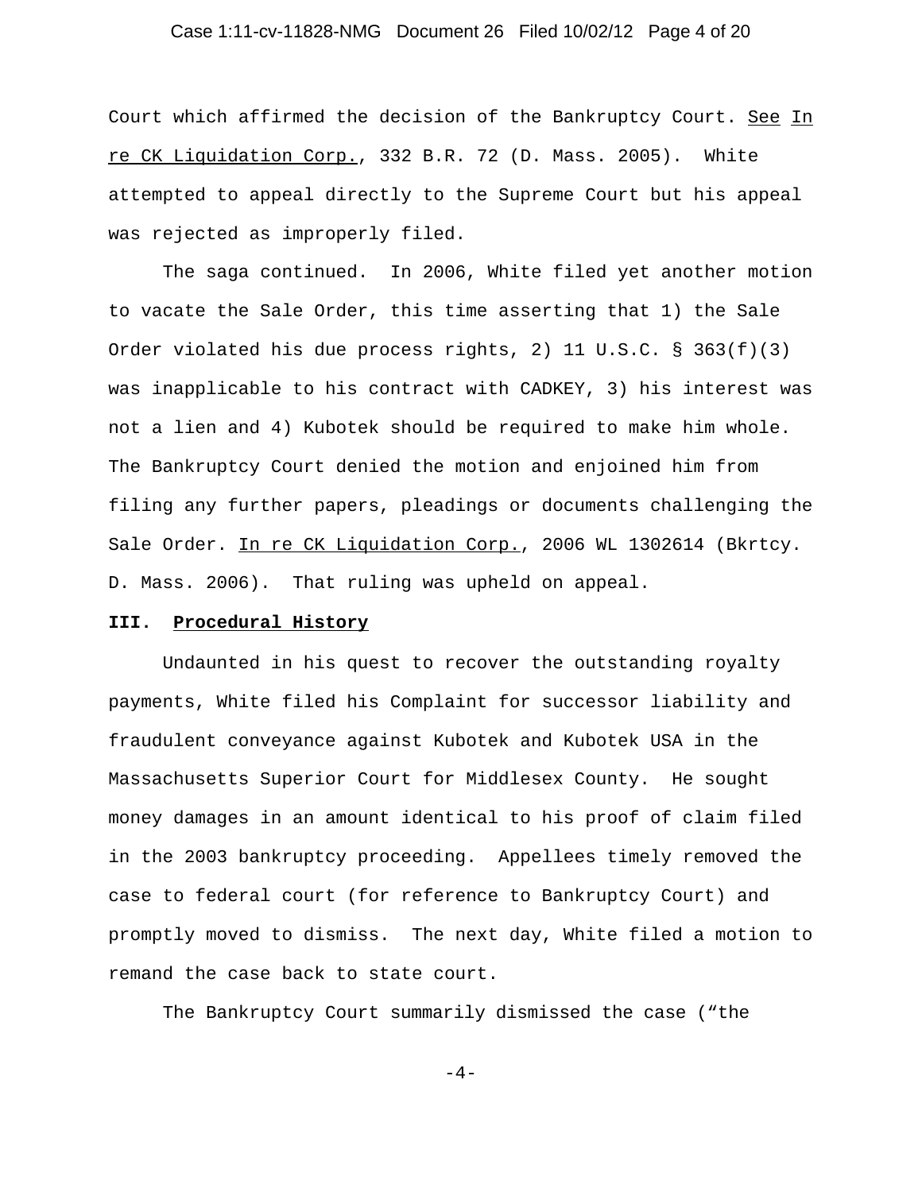Court which affirmed the decision of the Bankruptcy Court. See In re CK Liquidation Corp., 332 B.R. 72 (D. Mass. 2005). White attempted to appeal directly to the Supreme Court but his appeal was rejected as improperly filed.

The saga continued. In 2006, White filed yet another motion to vacate the Sale Order, this time asserting that 1) the Sale Order violated his due process rights, 2) 11 U.S.C. § 363(f)(3) was inapplicable to his contract with CADKEY, 3) his interest was not a lien and 4) Kubotek should be required to make him whole. The Bankruptcy Court denied the motion and enjoined him from filing any further papers, pleadings or documents challenging the Sale Order. In re CK Liquidation Corp., 2006 WL 1302614 (Bkrtcy. D. Mass. 2006). That ruling was upheld on appeal.

### III. Procedural History

Undaunted in his quest to recover the outstanding royalty payments, White filed his Complaint for successor liability and fraudulent conveyance against Kubotek and Kubotek USA in the Massachusetts Superior Court for Middlesex County. He sought money damages in an amount identical to his proof of claim filed in the 2003 bankruptcy proceeding. Appellees timely removed the case to federal court (for reference to Bankruptcy Court) and promptly moved to dismiss. The next day, White filed a motion to remand the case back to state court.

The Bankruptcy Court summarily dismissed the case ("the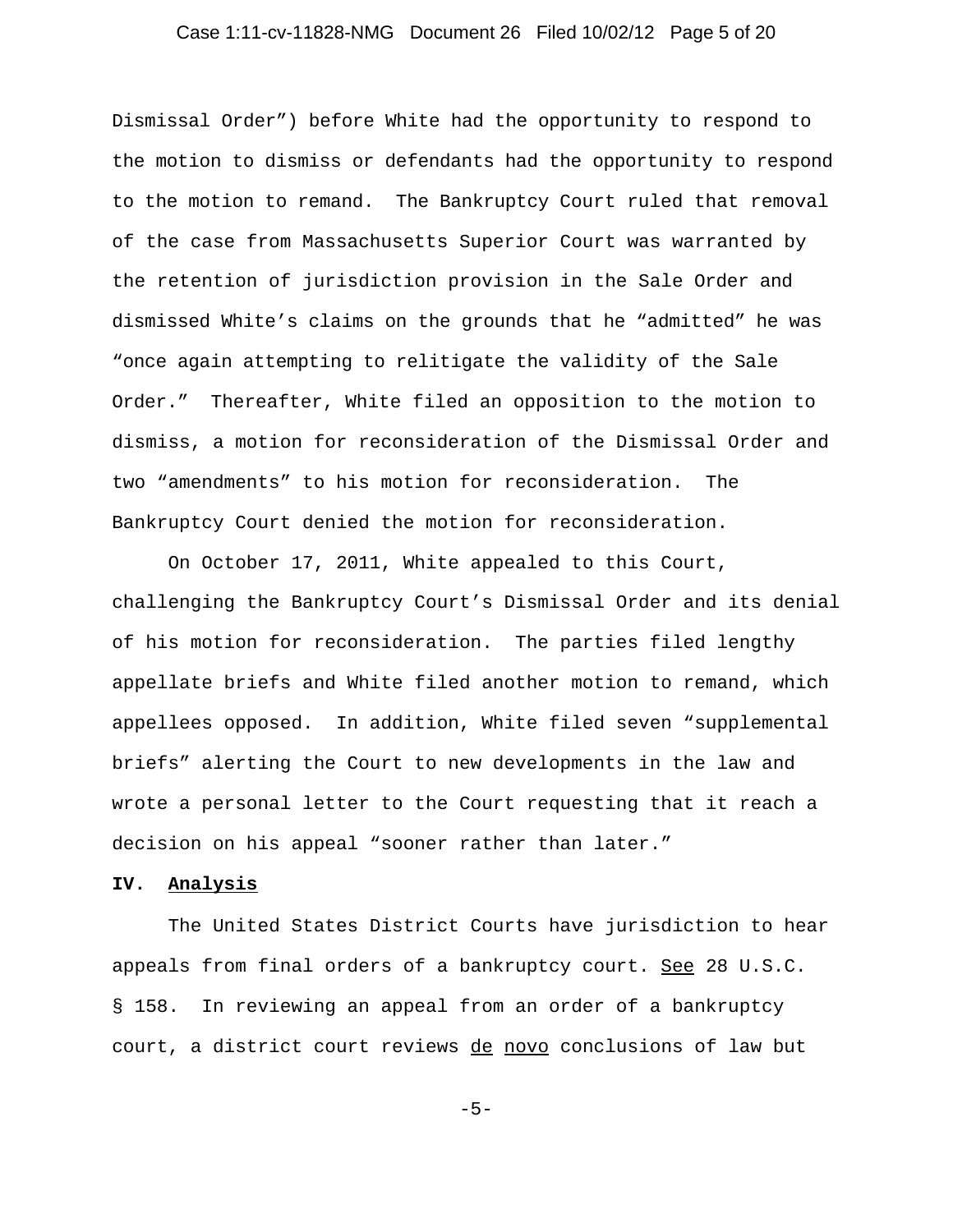Dismissal Order") before White had the opportunity to respond to the motion to dismiss or defendants had the opportunity to respond to the motion to remand. The Bankruptcy Court ruled that removal of the case from Massachusetts Superior Court was warranted by the retention of jurisdiction provision in the Sale Order and dismissed White's claims on the grounds that he "admitted" he was "once again attempting to relitigate the validity of the Sale Order." Thereafter, White filed an opposition to the motion to dismiss, a motion for reconsideration of the Dismissal Order and two "amendments" to his motion for reconsideration. The Bankruptcy Court denied the motion for reconsideration.

On October 17, 2011, White appealed to this Court, challenging the Bankruptcy Court's Dismissal Order and its denial of his motion for reconsideration. The parties filed lengthy appellate briefs and White filed another motion to remand, which appellees opposed. In addition, White filed seven "supplemental briefs" alerting the Court to new developments in the law and wrote a personal letter to the Court requesting that it reach a decision on his appeal "sooner rather than later."

## IV. Analysis

The United States District Courts have jurisdiction to hear appeals from final orders of a bankruptcy court. See 28 U.S.C. § 158. In reviewing an appeal from an order of a bankruptcy court, a district court reviews de novo conclusions of law but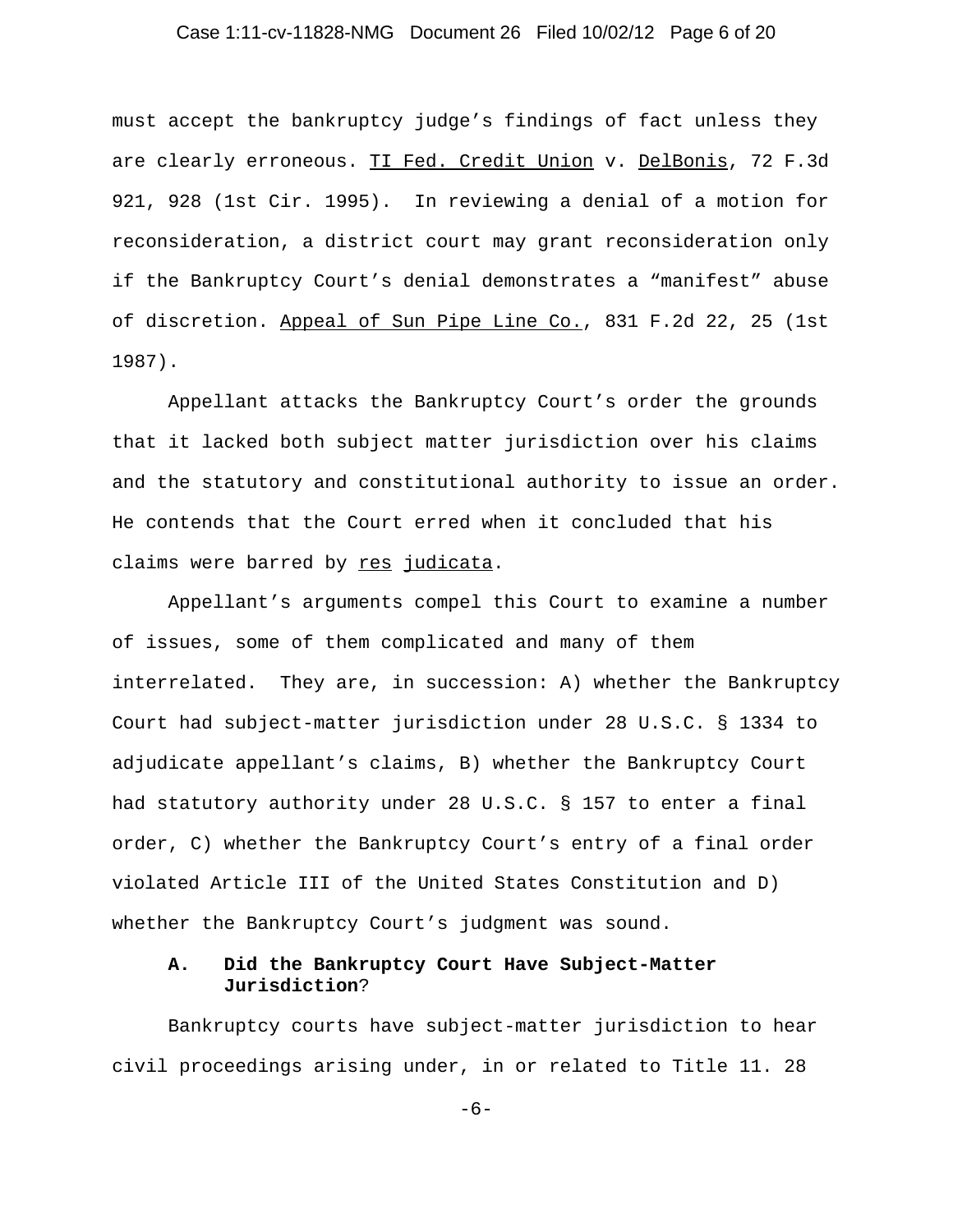must accept the bankruptcy judge's findings of fact unless they are clearly erroneous. TI Fed. Credit Union v. DelBonis, 72 F.3d 921, 928 (1st Cir. 1995). In reviewing a denial of a motion for reconsideration, a district court may grant reconsideration only if the Bankruptcy Court's denial demonstrates a "manifest" abuse of discretion. Appeal of Sun Pipe Line Co., 831 F.2d 22, 25 (1st 1987).

Appellant attacks the Bankruptcy Court's order the grounds that it lacked both subject matter jurisdiction over his claims and the statutory and constitutional authority to issue an order. He contends that the Court erred when it concluded that his claims were barred by res judicata.

Appellant's arguments compel this Court to examine a number of issues, some of them complicated and many of them interrelated. They are, in succession: A) whether the Bankruptcy Court had subject-matter jurisdiction under 28 U.S.C. § 1334 to adjudicate appellant's claims, B) whether the Bankruptcy Court had statutory authority under 28 U.S.C. § 157 to enter a final order, C) whether the Bankruptcy Court's entry of a final order violated Article III of the United States Constitution and D) whether the Bankruptcy Court's judgment was sound.

### A. Did the Bankruptcy Court Have Subject-Matter Jurisdiction?

Bankruptcy courts have subject-matter jurisdiction to hear civil proceedings arising under, in or related to Title 11. 28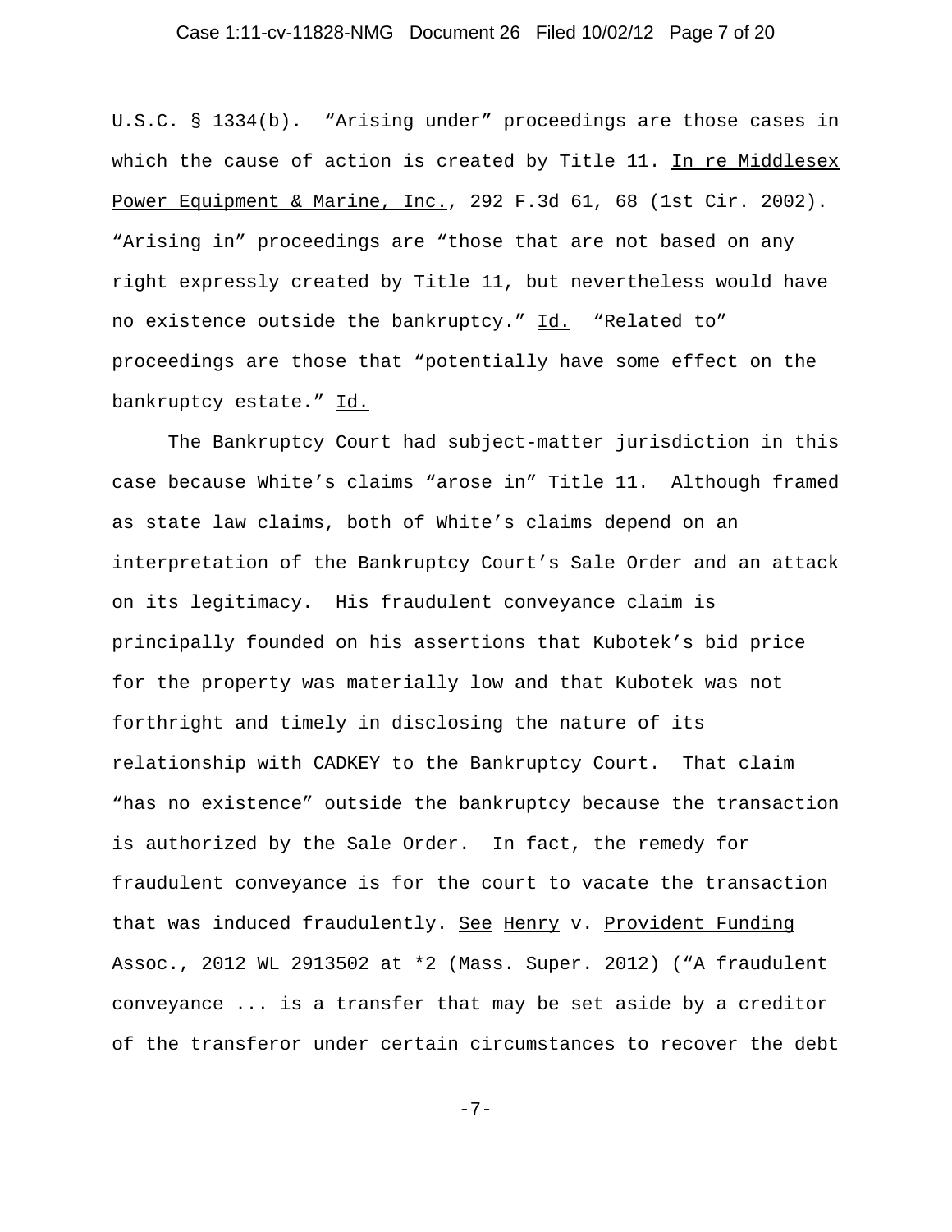U.S.C. § 1334(b). "Arising under" proceedings are those cases in which the cause of action is created by Title 11. In re Middlesex Power Equipment & Marine, Inc., 292 F.3d 61, 68 (1st Cir. 2002). "Arising in" proceedings are "those that are not based on any right expressly created by Title 11, but nevertheless would have no existence outside the bankruptcy." Id. "Related to" proceedings are those that "potentially have some effect on the bankruptcy estate." Id.

The Bankruptcy Court had subject-matter jurisdiction in this case because White's claims "arose in" Title 11. Although framed as state law claims, both of White's claims depend on an interpretation of the Bankruptcy Court's Sale Order and an attack on its legitimacy. His fraudulent conveyance claim is principally founded on his assertions that Kubotek's bid price for the property was materially low and that Kubotek was not forthright and timely in disclosing the nature of its relationship with CADKEY to the Bankruptcy Court. That claim "has no existence" outside the bankruptcy because the transaction is authorized by the Sale Order. In fact, the remedy for fraudulent conveyance is for the court to vacate the transaction that was induced fraudulently. See Henry v. Provident Funding Assoc., 2012 WL 2913502 at *2 (Mass. Super. 2012) ("A fraudulent conveyance ... is a transfer that may be set aside by a creditor of the transferor under certain circumstances to recover the debt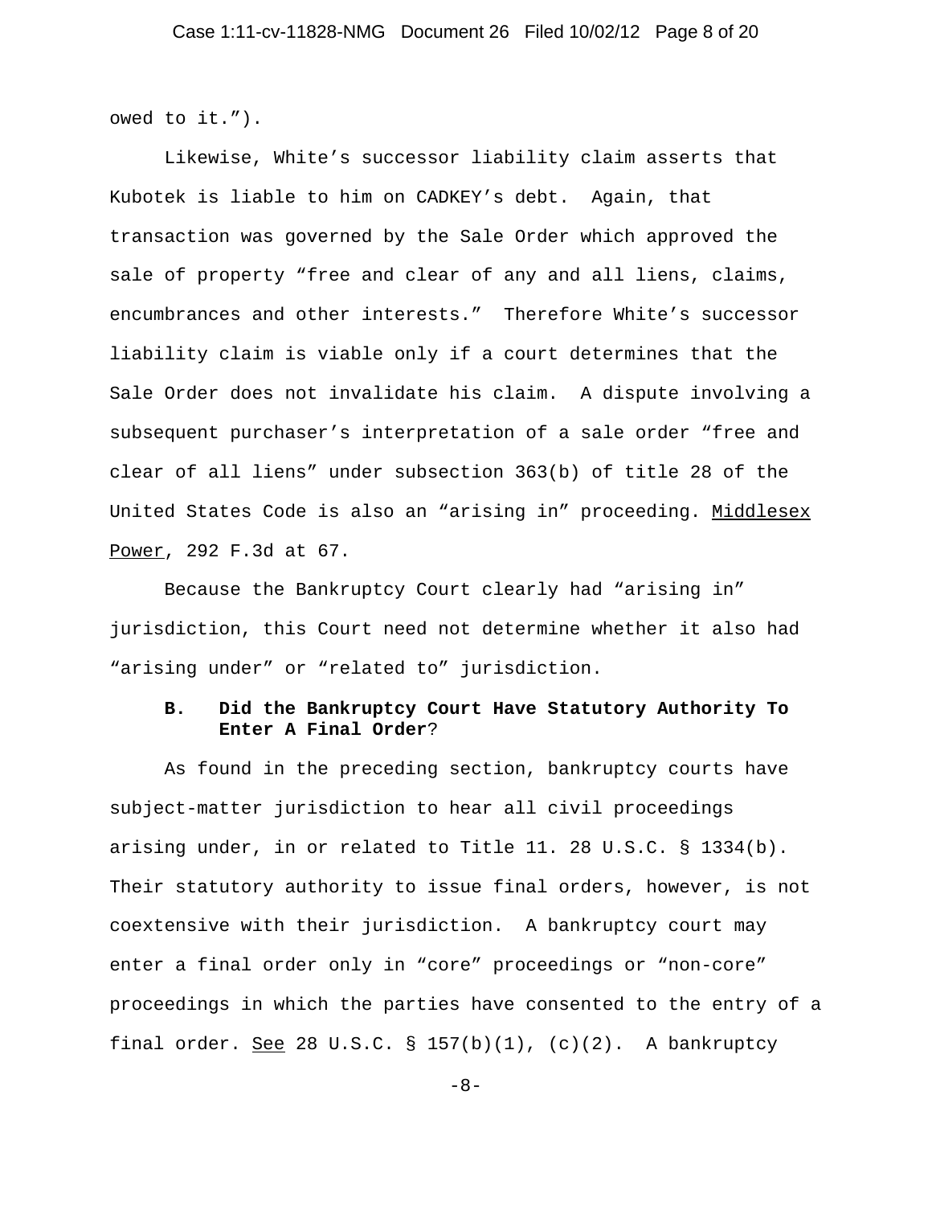owed to it.").

Likewise, White's successor liability claim asserts that Kubotek is liable to him on CADKEY's debt. Again, that transaction was governed by the Sale Order which approved the sale of property "free and clear of any and all liens, claims, encumbrances and other interests." Therefore White's successor liability claim is viable only if a court determines that the Sale Order does not invalidate his claim. A dispute involving a subsequent purchaser's interpretation of a sale order "free and clear of all liens" under subsection 363(b) of title 28 of the United States Code is also an "arising in" proceeding. Middlesex Power, 292 F.3d at 67.

Because the Bankruptcy Court clearly had "arising in" jurisdiction, this Court need not determine whether it also had "arising under" or "related to" jurisdiction.

### B. Did the Bankruptcy Court Have Statutory Authority To Enter A Final Order?

As found in the preceding section, bankruptcy courts have subject-matter jurisdiction to hear all civil proceedings arising under, in or related to Title 11. 28 U.S.C. § 1334(b). Their statutory authority to issue final orders, however, is not coextensive with their jurisdiction. A bankruptcy court may enter a final order only in "core" proceedings or "non-core" proceedings in which the parties have consented to the entry of a final order. See 28 U.S.C. § 157(b)(1), (c)(2). A bankruptcy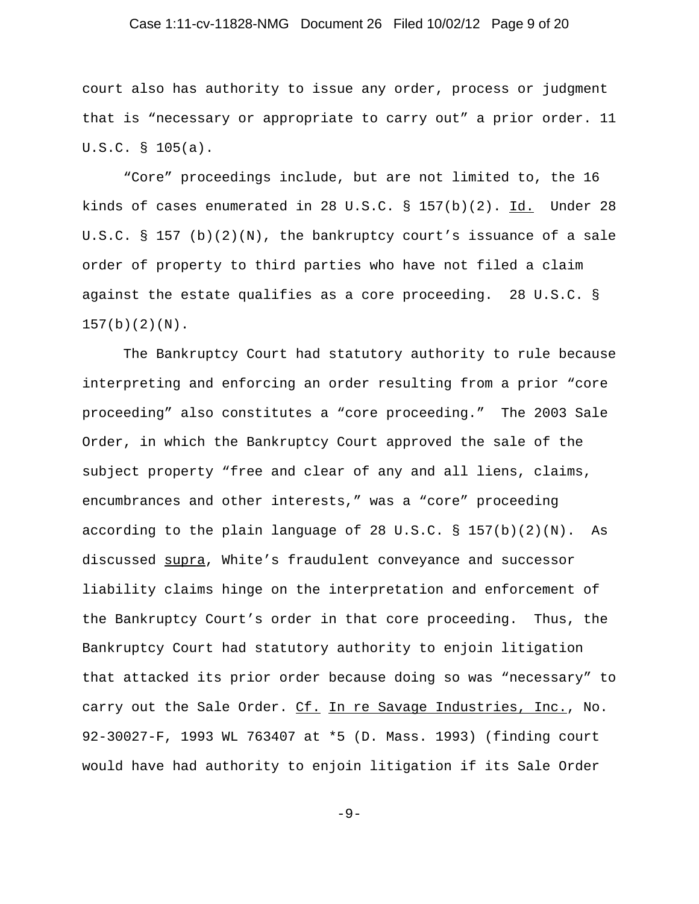court also has authority to issue any order, process or judgment that is "necessary or appropriate to carry out" a prior order. 11 U.S.C. § 105(a).

"Core" proceedings include, but are not limited to, the 16 kinds of cases enumerated in 28 U.S.C. § 157(b)(2). Id. Under 28 U.S.C. § 157 (b)(2)(N), the bankruptcy court's issuance of a sale order of property to third parties who have not filed a claim against the estate qualifies as a core proceeding. 28 U.S.C. § 157(b)(2)(N).

The Bankruptcy Court had statutory authority to rule because interpreting and enforcing an order resulting from a prior "core proceeding" also constitutes a "core proceeding." The 2003 Sale Order, in which the Bankruptcy Court approved the sale of the subject property "free and clear of any and all liens, claims, encumbrances and other interests," was a "core" proceeding according to the plain language of 28 U.S.C. § 157(b)(2)(N). As discussed supra, White's fraudulent conveyance and successor liability claims hinge on the interpretation and enforcement of the Bankruptcy Court's order in that core proceeding. Thus, the Bankruptcy Court had statutory authority to enjoin litigation that attacked its prior order because doing so was "necessary" to carry out the Sale Order. Cf. In re Savage Industries, Inc., No. 92-30027-F, 1993 WL 763407 at *5 (D. Mass. 1993) (finding court would have had authority to enjoin litigation if its Sale Order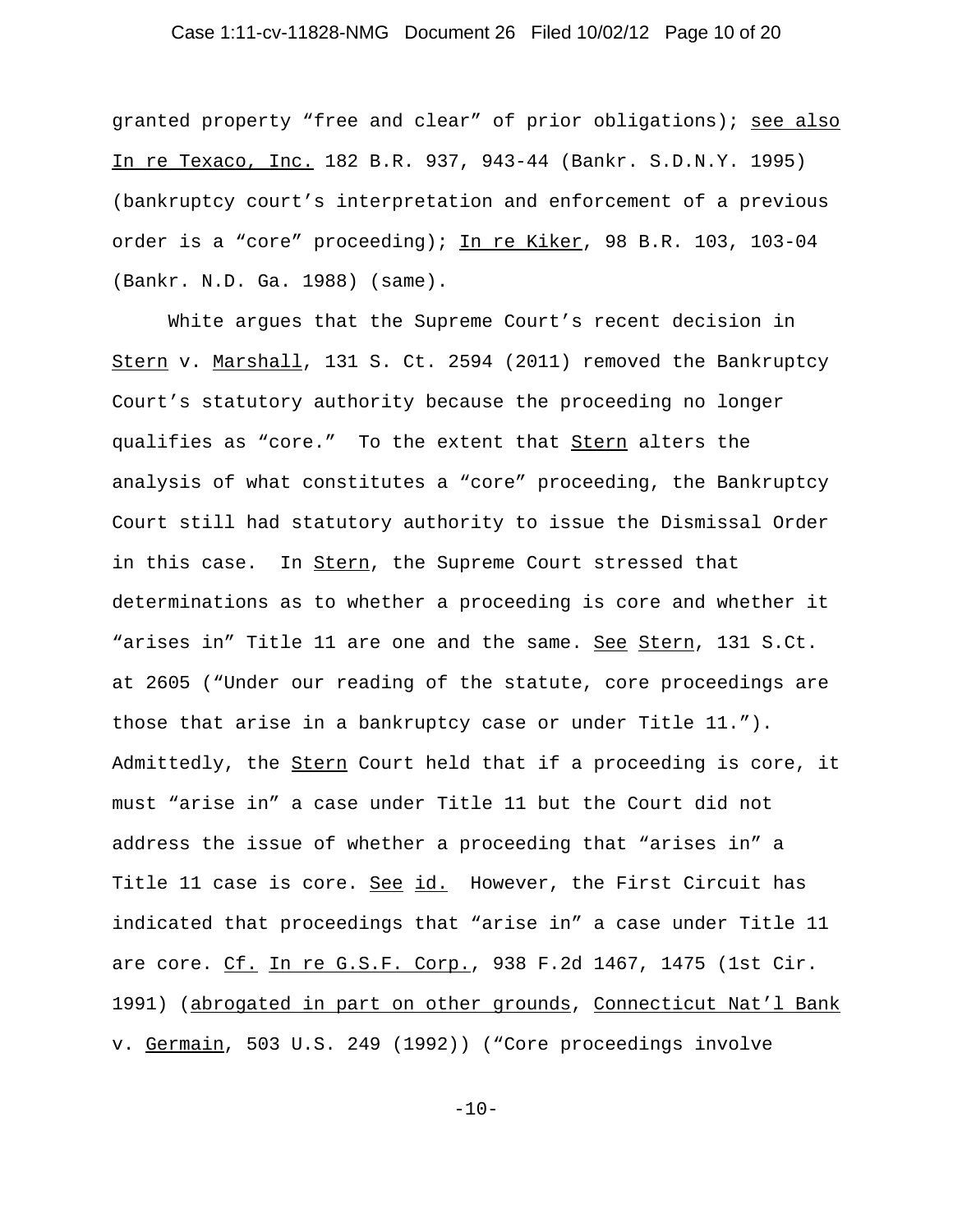granted property "free and clear" of prior obligations); see also In re Texaco, Inc. 182 B.R. 937, 943-44 (Bankr. S.D.N.Y. 1995) (bankruptcy court's interpretation and enforcement of a previous order is a "core" proceeding); In re Kiker, 98 B.R. 103, 103-04 (Bankr. N.D. Ga. 1988) (same).

White argues that the Supreme Court's recent decision in Stern v. Marshall, 131 S. Ct. 2594 (2011) removed the Bankruptcy Court's statutory authority because the proceeding no longer qualifies as "core." To the extent that Stern alters the analysis of what constitutes a "core" proceeding, the Bankruptcy Court still had statutory authority to issue the Dismissal Order in this case. In Stern, the Supreme Court stressed that determinations as to whether a proceeding is core and whether it "arises in" Title 11 are one and the same. See Stern, 131 S.Ct. at 2605 ("Under our reading of the statute, core proceedings are those that arise in a bankruptcy case or under Title 11."). Admittedly, the Stern Court held that if a proceeding is core, it must "arise in" a case under Title 11 but the Court did not address the issue of whether a proceeding that "arises in" a Title 11 case is core. See id. However, the First Circuit has indicated that proceedings that "arise in" a case under Title 11 are core. Cf. In re G.S.F. Corp., 938 F.2d 1467, 1475 (1st Cir. 1991) (abrogated in part on other grounds, Connecticut Nat'l Bank v. Germain, 503 U.S. 249 (1992)) ("Core proceedings involve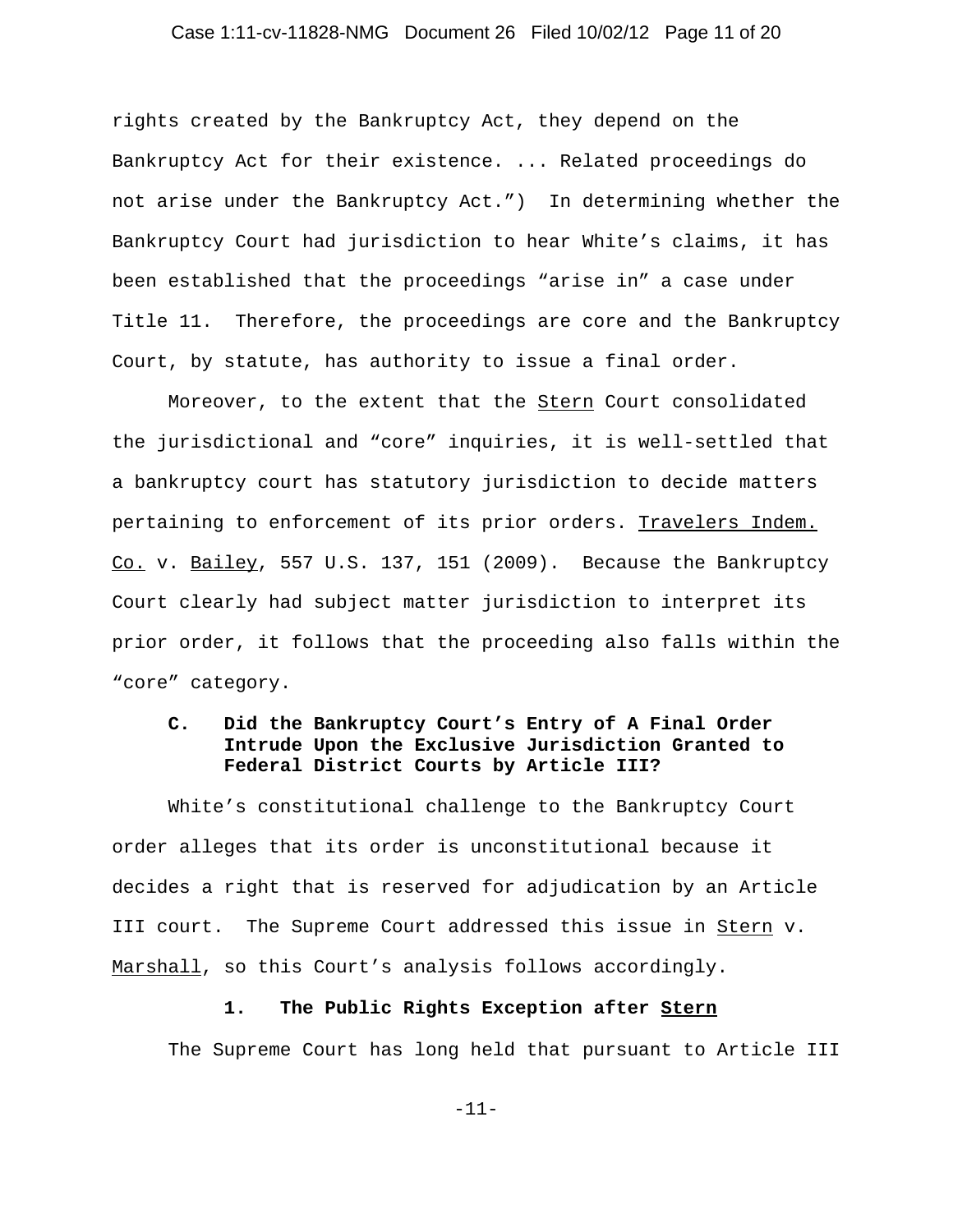rights created by the Bankruptcy Act, they depend on the Bankruptcy Act for their existence. ... Related proceedings do not arise under the Bankruptcy Act.") In determining whether the Bankruptcy Court had jurisdiction to hear White's claims, it has been established that the proceedings "arise in" a case under Title 11. Therefore, the proceedings are core and the Bankruptcy Court, by statute, has authority to issue a final order.

Moreover, to the extent that the Stern Court consolidated the jurisdictional and "core" inquiries, it is well-settled that a bankruptcy court has statutory jurisdiction to decide matters pertaining to enforcement of its prior orders. Travelers Indem. Co. v. Bailey, 557 U.S. 137, 151 (2009). Because the Bankruptcy Court clearly had subject matter jurisdiction to interpret its prior order, it follows that the proceeding also falls within the "core" category.

### C. Did the Bankruptcy Court's Entry of A Final Order Intrude Upon the Exclusive Jurisdiction Granted to Federal District Courts by Article III?

White's constitutional challenge to the Bankruptcy Court order alleges that its order is unconstitutional because it decides a right that is reserved for adjudication by an Article III court. The Supreme Court addressed this issue in Stern v. Marshall, so this Court's analysis follows accordingly.

#### 1. The Public Rights Exception after Stern

The Supreme Court has long held that pursuant to Article III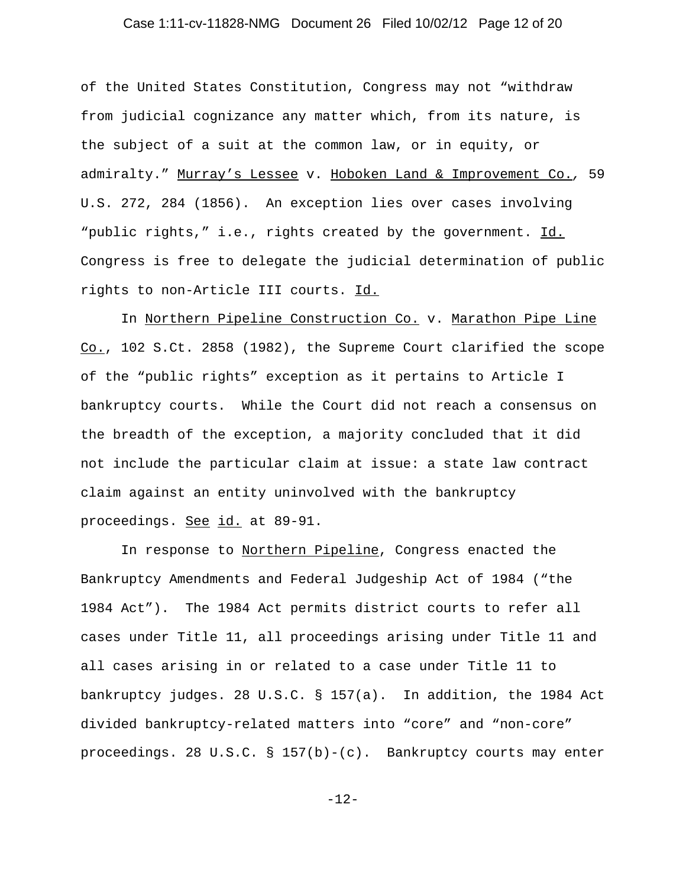of the United States Constitution, Congress may not "withdraw from judicial cognizance any matter which, from its nature, is the subject of a suit at the common law, or in equity, or admiralty." Murray's Lessee v. Hoboken Land & Improvement Co., 59 U.S. 272, 284 (1856). An exception lies over cases involving "public rights," i.e., rights created by the government. Id. Congress is free to delegate the judicial determination of public rights to non-Article III courts. Id.

In Northern Pipeline Construction Co. v. Marathon Pipe Line Co., 102 S.Ct. 2858 (1982), the Supreme Court clarified the scope of the "public rights" exception as it pertains to Article I bankruptcy courts. While the Court did not reach a consensus on the breadth of the exception, a majority concluded that it did not include the particular claim at issue: a state law contract claim against an entity uninvolved with the bankruptcy proceedings. See id. at 89-91.

In response to Northern Pipeline, Congress enacted the Bankruptcy Amendments and Federal Judgeship Act of 1984 ("the 1984 Act"). The 1984 Act permits district courts to refer all cases under Title 11, all proceedings arising under Title 11 and all cases arising in or related to a case under Title 11 to bankruptcy judges. 28 U.S.C. § 157(a). In addition, the 1984 Act divided bankruptcy-related matters into "core" and "non-core" proceedings. 28 U.S.C. § 157(b)-(c). Bankruptcy courts may enter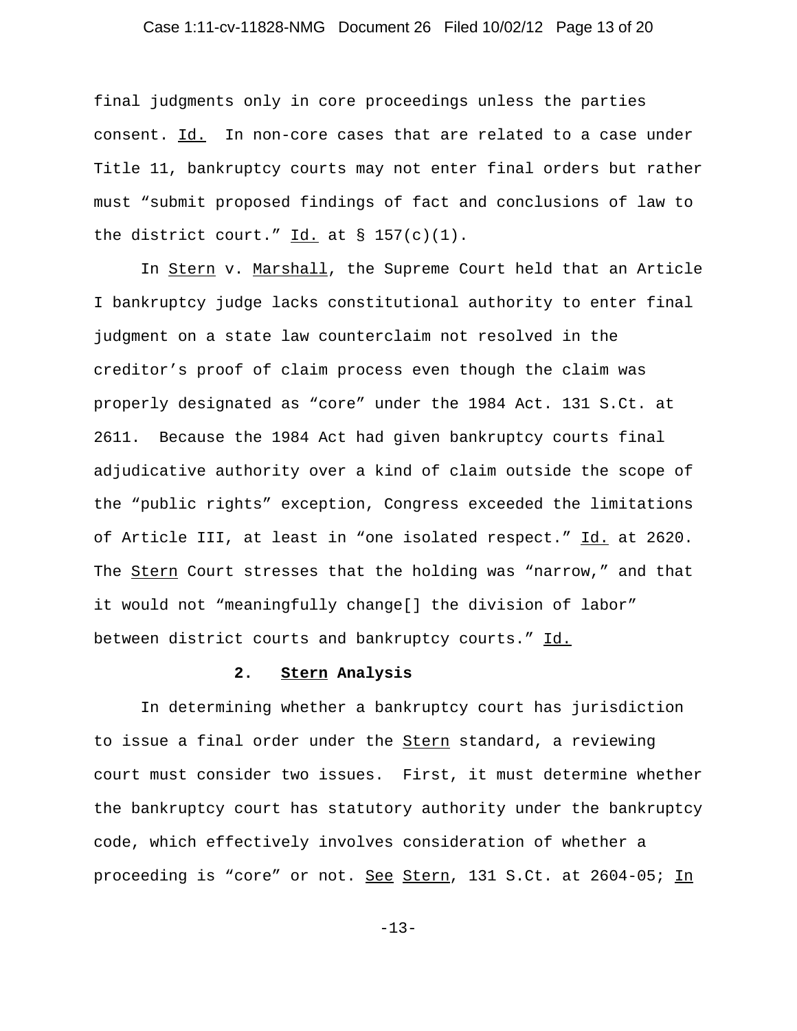final judgments only in core proceedings unless the parties consent. Id. In non-core cases that are related to a case under Title 11, bankruptcy courts may not enter final orders but rather must "submit proposed findings of fact and conclusions of law to the district court." Id. at § 157(c)(1).

In Stern v. Marshall, the Supreme Court held that an Article I bankruptcy judge lacks constitutional authority to enter final judgment on a state law counterclaim not resolved in the creditor's proof of claim process even though the claim was properly designated as "core" under the 1984 Act. 131 S.Ct. at 2611. Because the 1984 Act had given bankruptcy courts final adjudicative authority over a kind of claim outside the scope of the "public rights" exception, Congress exceeded the limitations of Article III, at least in "one isolated respect." Id. at 2620. The Stern Court stresses that the holding was "narrow," and that it would not "meaningfully change[] the division of labor" between district courts and bankruptcy courts." Id.

### 2. **Stern Analysis**

In determining whether a bankruptcy court has jurisdiction to issue a final order under the Stern standard, a reviewing court must consider two issues. First, it must determine whether the bankruptcy court has statutory authority under the bankruptcy code, which effectively involves consideration of whether a proceeding is "core" or not. See Stern, 131 S.Ct. at 2604-05; In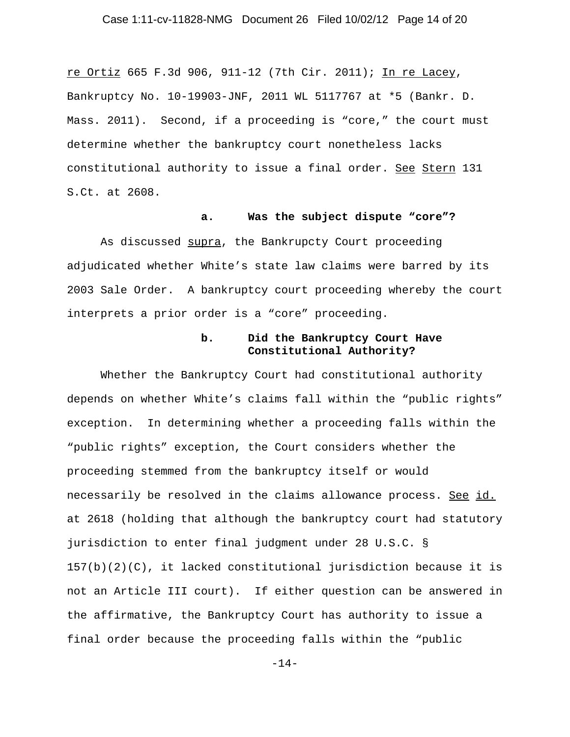re Ortiz 665 F.3d 906, 911-12 (7th Cir. 2011); In re Lacey, Bankruptcy No. 10-19903-JNF, 2011 WL 5117767 at *5 (Bankr. D. Mass. 2011). Second, if a proceeding is "core," the court must determine whether the bankruptcy court nonetheless lacks constitutional authority to issue a final order. See Stern 131 S.Ct. at 2608.

**a. Was the subject dispute "core"?**

As discussed supra, the Bankrupcty Court proceeding adjudicated whether White's state law claims were barred by its 2003 Sale Order. A bankruptcy court proceeding whereby the court interprets a prior order is a "core" proceeding.

**b. Did the Bankruptcy Court Have Constitutional Authority?**

Whether the Bankruptcy Court had constitutional authority depends on whether White's claims fall within the "public rights" exception. In determining whether a proceeding falls within the "public rights" exception, the Court considers whether the proceeding stemmed from the bankruptcy itself or would necessarily be resolved in the claims allowance process. See id. at 2618 (holding that although the bankruptcy court had statutory jurisdiction to enter final judgment under 28 U.S.C. § 157(b)(2)(C), it lacked constitutional jurisdiction because it is not an Article III court). If either question can be answered in the affirmative, the Bankruptcy Court has authority to issue a final order because the proceeding falls within the "public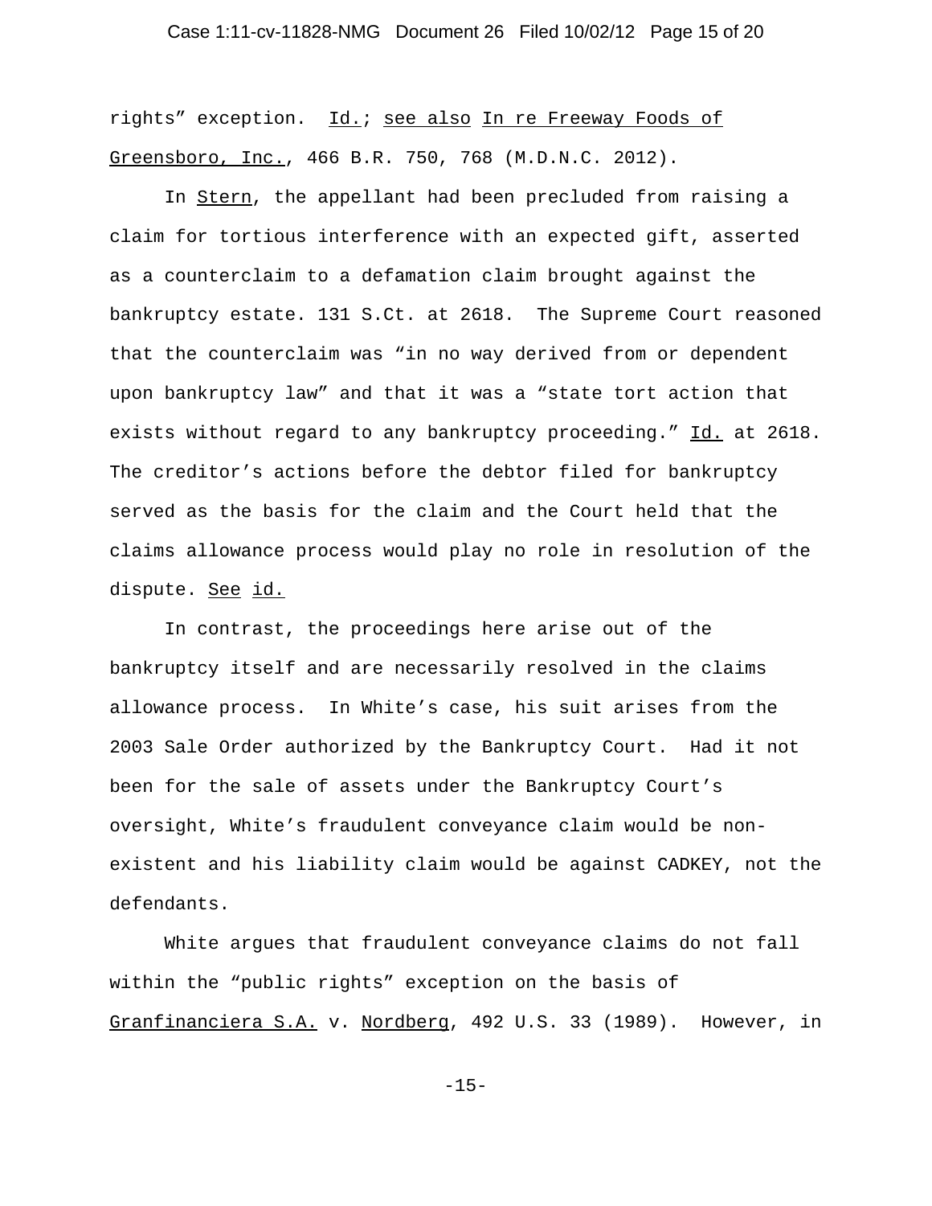rights" exception. Id.; see also In re Freeway Foods of Greensboro, Inc., 466 B.R. 750, 768 (M.D.N.C. 2012).

In Stern, the appellant had been precluded from raising a claim for tortious interference with an expected gift, asserted as a counterclaim to a defamation claim brought against the bankruptcy estate. 131 S.Ct. at 2618. The Supreme Court reasoned that the counterclaim was "in no way derived from or dependent upon bankruptcy law" and that it was a "state tort action that exists without regard to any bankruptcy proceeding." Id. at 2618. The creditor's actions before the debtor filed for bankruptcy served as the basis for the claim and the Court held that the claims allowance process would play no role in resolution of the dispute. See id.

In contrast, the proceedings here arise out of the bankruptcy itself and are necessarily resolved in the claims allowance process. In White's case, his suit arises from the 2003 Sale Order authorized by the Bankruptcy Court. Had it not been for the sale of assets under the Bankruptcy Court's oversight, White's fraudulent conveyance claim would be non-existent and his liability claim would be against CADKEY, not the defendants.

White argues that fraudulent conveyance claims do not fall within the "public rights" exception on the basis of Granfinanciera S.A. v. Nordberg, 492 U.S. 33 (1989). However, in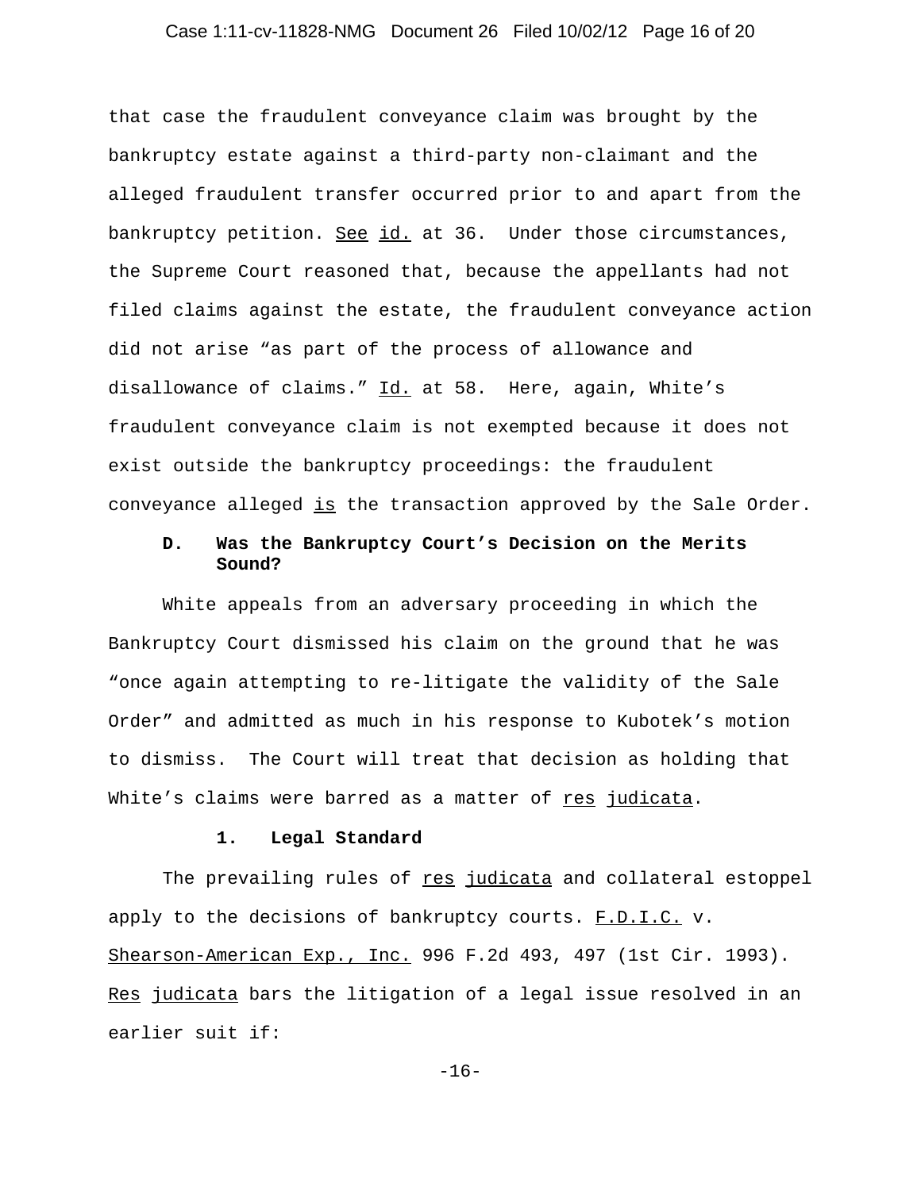that case the fraudulent conveyance claim was brought by the bankruptcy estate against a third-party non-claimant and the alleged fraudulent transfer occurred prior to and apart from the bankruptcy petition. See id. at 36. Under those circumstances, the Supreme Court reasoned that, because the appellants had not filed claims against the estate, the fraudulent conveyance action did not arise "as part of the process of allowance and disallowance of claims." Id. at 58. Here, again, White's fraudulent conveyance claim is not exempted because it does not exist outside the bankruptcy proceedings: the fraudulent conveyance alleged is the transaction approved by the Sale Order.

### D. Was the Bankruptcy Court's Decision on the Merits Sound?

White appeals from an adversary proceeding in which the Bankruptcy Court dismissed his claim on the ground that he was "once again attempting to re-litigate the validity of the Sale Order" and admitted as much in his response to Kubotek's motion to dismiss. The Court will treat that decision as holding that White's claims were barred as a matter of res judicata.

#### 1. Legal Standard

The prevailing rules of res judicata and collateral estoppel apply to the decisions of bankruptcy courts. F.D.I.C. v. Shearson-American Exp., Inc. 996 F.2d 493, 497 (1st Cir. 1993). Res judicata bars the litigation of a legal issue resolved in an earlier suit if: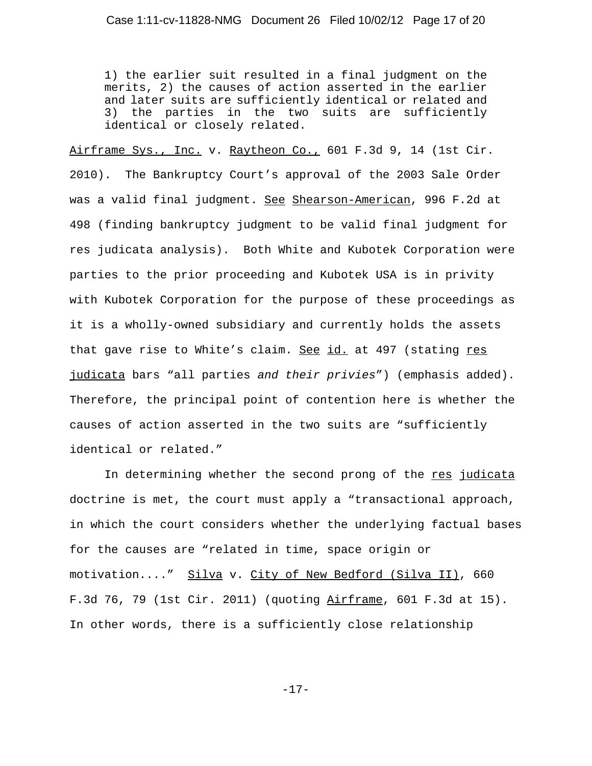> 1) the earlier suit resulted in a final judgment on the merits, 2) the causes of action asserted in the earlier and later suits are sufficiently identical or related and 3) the parties in the two suits are sufficiently identical or closely related.

Airframe Sys., Inc. v. Raytheon Co., 601 F.3d 9, 14 (1st Cir. 2010). The Bankruptcy Court's approval of the 2003 Sale Order was a valid final judgment. See Shearson-American, 996 F.2d at 498 (finding bankruptcy judgment to be valid final judgment for res judicata analysis). Both White and Kubotek Corporation were parties to the prior proceeding and Kubotek USA is in privity with Kubotek Corporation for the purpose of these proceedings as it is a wholly-owned subsidiary and currently holds the assets that gave rise to White's claim. See id. at 497 (stating res judicata bars "all parties *and their privies*") (emphasis added). Therefore, the principal point of contention here is whether the causes of action asserted in the two suits are "sufficiently identical or related."

In determining whether the second prong of the res judicata doctrine is met, the court must apply a "transactional approach, in which the court considers whether the underlying factual bases for the causes are "related in time, space origin or motivation...." Silva v. City of New Bedford (Silva II), 660 F.3d 76, 79 (1st Cir. 2011) (quoting Airframe, 601 F.3d at 15). In other words, there is a sufficiently close relationship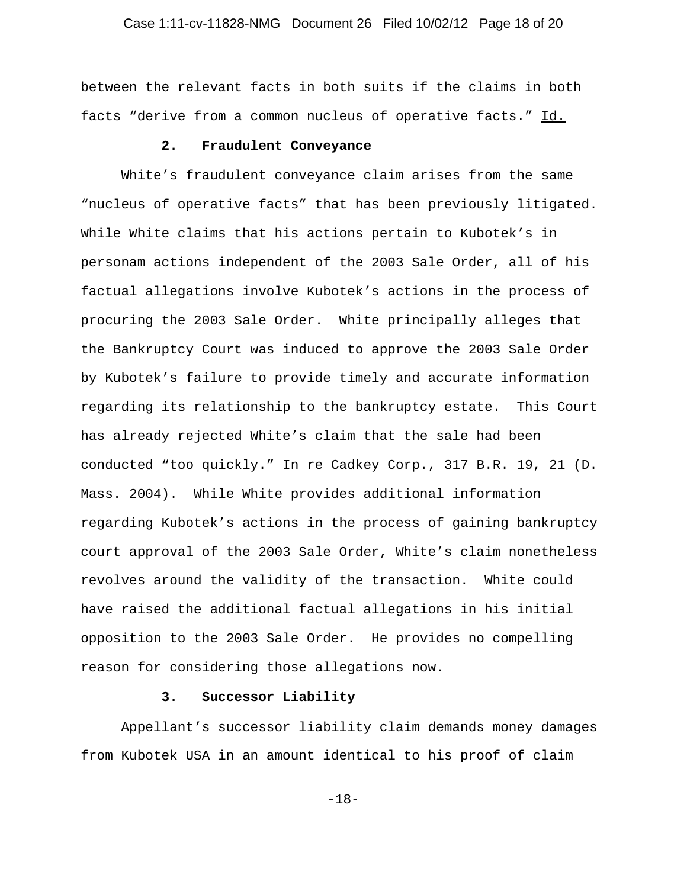between the relevant facts in both suits if the claims in both facts "derive from a common nucleus of operative facts." Id.

**2. Fraudulent Conveyance**

White's fraudulent conveyance claim arises from the same "nucleus of operative facts" that has been previously litigated. While White claims that his actions pertain to Kubotek's in personam actions independent of the 2003 Sale Order, all of his factual allegations involve Kubotek's actions in the process of procuring the 2003 Sale Order. White principally alleges that the Bankruptcy Court was induced to approve the 2003 Sale Order by Kubotek's failure to provide timely and accurate information regarding its relationship to the bankruptcy estate. This Court has already rejected White's claim that the sale had been conducted "too quickly." In re Cadkey Corp., 317 B.R. 19, 21 (D. Mass. 2004). While White provides additional information regarding Kubotek's actions in the process of gaining bankruptcy court approval of the 2003 Sale Order, White's claim nonetheless revolves around the validity of the transaction. White could have raised the additional factual allegations in his initial opposition to the 2003 Sale Order. He provides no compelling reason for considering those allegations now.

**3. Successor Liability**

Appellant's successor liability claim demands money damages from Kubotek USA in an amount identical to his proof of claim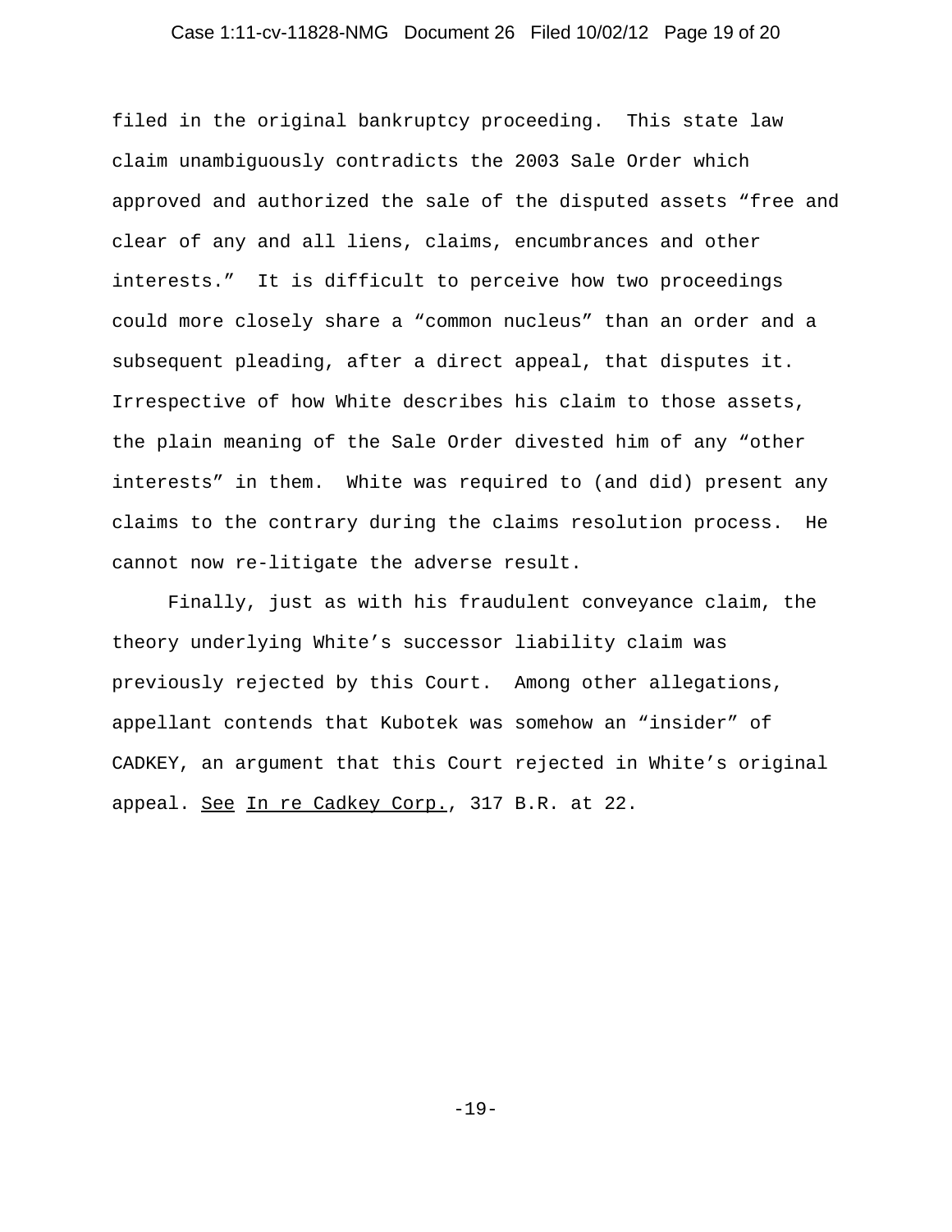filed in the original bankruptcy proceeding. This state law claim unambiguously contradicts the 2003 Sale Order which approved and authorized the sale of the disputed assets "free and clear of any and all liens, claims, encumbrances and other interests." It is difficult to perceive how two proceedings could more closely share a "common nucleus" than an order and a subsequent pleading, after a direct appeal, that disputes it. Irrespective of how White describes his claim to those assets, the plain meaning of the Sale Order divested him of any "other interests" in them. White was required to (and did) present any claims to the contrary during the claims resolution process. He cannot now re-litigate the adverse result.

Finally, just as with his fraudulent conveyance claim, the theory underlying White's successor liability claim was previously rejected by this Court. Among other allegations, appellant contends that Kubotek was somehow an "insider" of CADKEY, an argument that this Court rejected in White's original appeal. See In re Cadkey Corp., 317 B.R. at 22.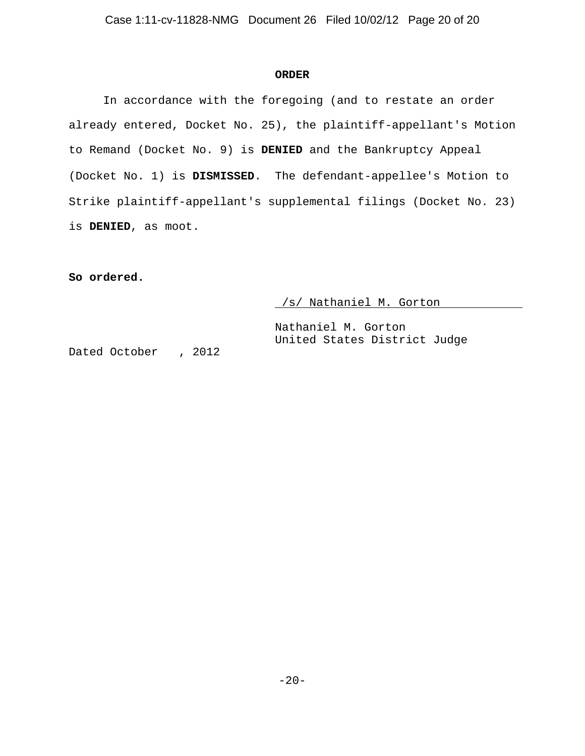**ORDER**

In accordance with the foregoing (and to restate an order already entered, Docket No. 25), the plaintiff-appellant's Motion to Remand (Docket No. 9) is **DENIED** and the Bankruptcy Appeal (Docket No. 1) is **DISMISSED**. The defendant-appellee's Motion to Strike plaintiff-appellant's supplemental filings (Docket No. 23) is **DENIED**, as moot.

**So ordered.**

/s/ Nathaniel M. Gorton

Nathaniel M. Gorton
United States District Judge

Dated October , 2012